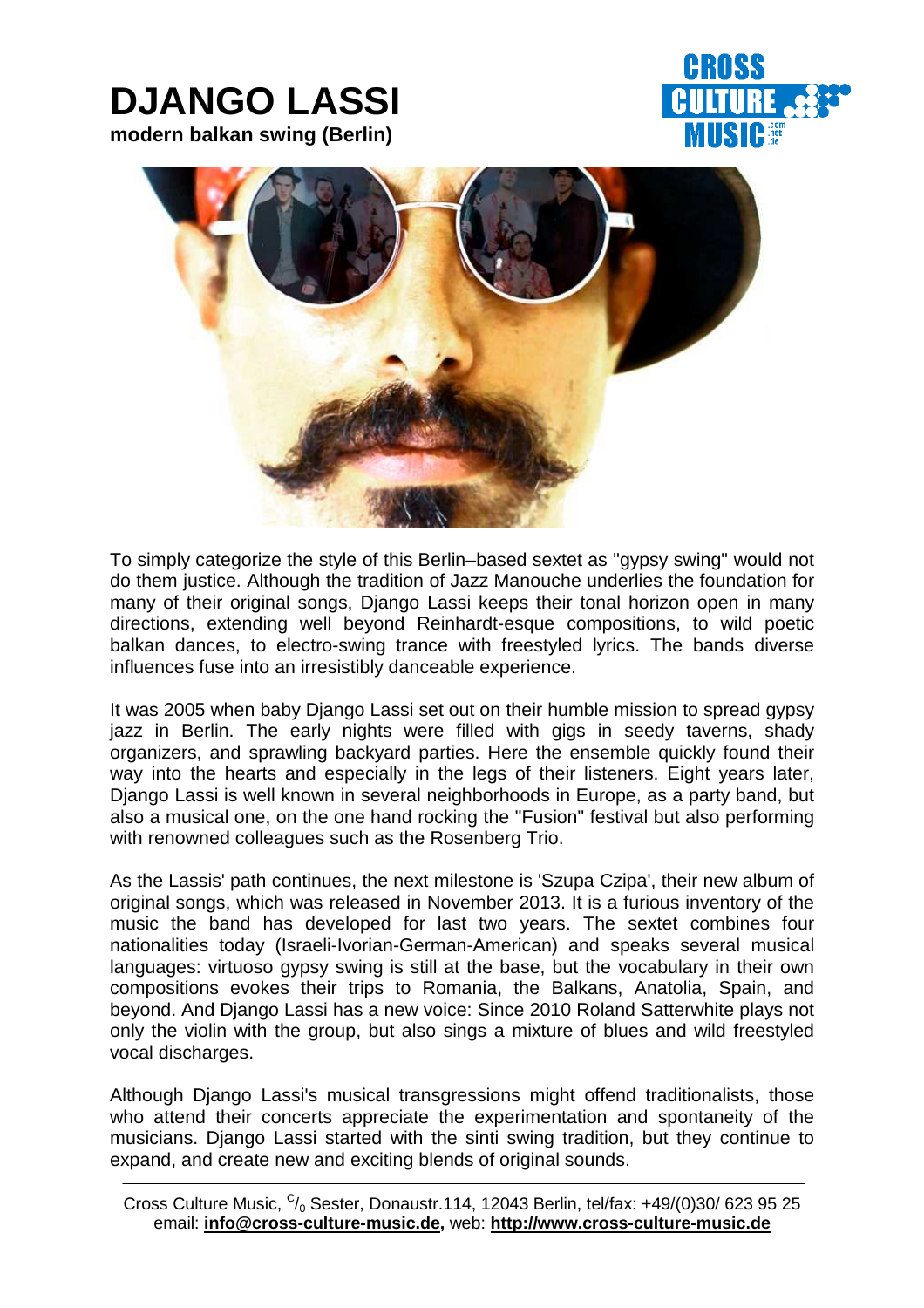# DJANGO LASSI

**modern balkan swing (Berlin)**

To simply categorize the style of this Berlin–based sextet as "gypsy swing" would not do them justice. Although the tradition of Jazz Manouche underlies the foundation for many of their original songs, Django Lassi keeps their tonal horizon open in many directions, extending well beyond Reinhardt-esque compositions, to wild poetic balkan dances, to electro-swing trance with freestyled lyrics. The bands diverse influences fuse into an irresistibly danceable experience.

It was 2005 when baby Django Lassi set out on their humble mission to spread gypsy jazz in Berlin. The early nights were filled with gigs in seedy taverns, shady organizers, and sprawling backyard parties. Here the ensemble quickly found their way into the hearts and especially in the legs of their listeners. Eight years later, Django Lassi is well known in several neighborhoods in Europe, as a party band, but also a musical one, on the one hand rocking the "Fusion" festival but also performing with renowned colleagues such as the Rosenberg Trio.

As the Lassis' path continues, the next milestone is 'Szupa Czipa', their new album of original songs, which was released in November 2013. It is a furious inventory of the music the band has developed for last two years. The sextet combines four nationalities today (Israeli-Ivorian-German-American) and speaks several musical languages: virtuoso gypsy swing is still at the base, but the vocabulary in their own compositions evokes their trips to Romania, the Balkans, Anatolia, Spain, and beyond. And Django Lassi has a new voice: Since 2010 Roland Satterwhite plays not only the violin with the group, but also sings a mixture of blues and wild freestyled vocal discharges.

Although Django Lassi's musical transgressions might offend traditionalists, those who attend their concerts appreciate the experimentation and spontaneity of the musicians. Django Lassi started with the sinti swing tradition, but they continue to expand, and create new and exciting blends of original sounds.

---

Cross Culture Music, c/o Sester, Donaustr.114, 12043 Berlin, tel/fax: +49/(0)30/ 623 95 25
email: **info@cross-culture-music.de,** web: **http://www.cross-culture-music.de**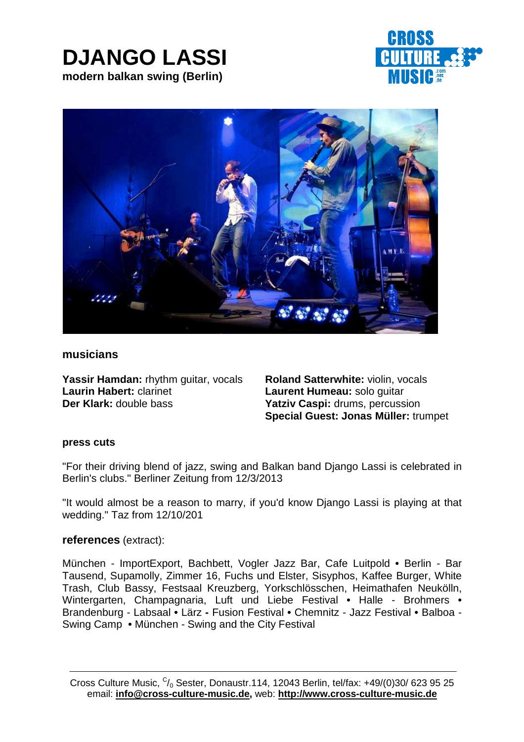# DJANGO LASSI

**modern balkan swing (Berlin)**

## musicians

**Yassir Hamdan:** rhythm guitar, vocals
**Laurin Habert:** clarinet
**Der Klark:** double bass
**Roland Satterwhite:** violin, vocals
**Laurent Humeau:** solo guitar
**Yatziv Caspi:** drums, percussion
**Special Guest: Jonas Müller:** trumpet

### press cuts

"For their driving blend of jazz, swing and Balkan band Django Lassi is celebrated in Berlin's clubs." Berliner Zeitung from 12/3/2013

"It would almost be a reason to marry, if you'd know Django Lassi is playing at that wedding." Taz from 12/10/201

**references** (extract):

München - ImportExport, Bachbett, Vogler Jazz Bar, Cafe Luitpold • Berlin - Bar Tausend, Supamolly, Zimmer 16, Fuchs und Elster, Sisyphos, Kaffee Burger, White Trash, Club Bassy, Festsaal Kreuzberg, Yorkschlösschen, Heimathafen Neukölln, Wintergarten, Champagnaria, Luft und Liebe Festival • Halle - Brohmers • Brandenburg - Labsaal • Lärz - Fusion Festival • Chemnitz - Jazz Festival • Balboa - Swing Camp • München - Swing and the City Festival

---

Cross Culture Music, c/o Sester, Donaustr.114, 12043 Berlin, tel/fax: +49/(0)30/ 623 95 25
email: **info@cross-culture-music.de,** web: **http://www.cross-culture-music.de**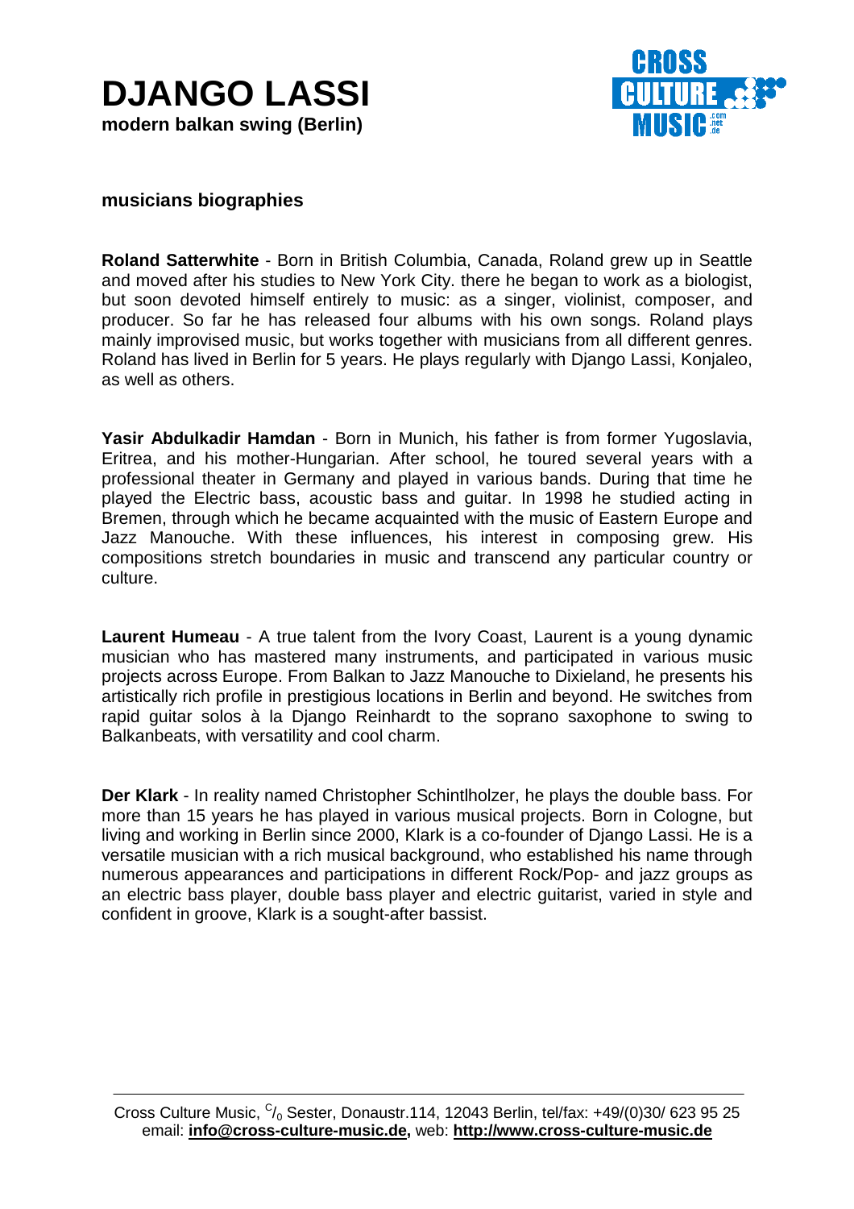## musicians biographies

**Roland Satterwhite** - Born in British Columbia, Canada, Roland grew up in Seattle and moved after his studies to New York City. there he began to work as a biologist, but soon devoted himself entirely to music: as a singer, violinist, composer, and producer. So far he has released four albums with his own songs. Roland plays mainly improvised music, but works together with musicians from all different genres. Roland has lived in Berlin for 5 years. He plays regularly with Django Lassi, Konjaleo, as well as others.

**Yasir Abdulkadir Hamdan** - Born in Munich, his father is from former Yugoslavia, Eritrea, and his mother-Hungarian. After school, he toured several years with a professional theater in Germany and played in various bands. During that time he played the Electric bass, acoustic bass and guitar. In 1998 he studied acting in Bremen, through which he became acquainted with the music of Eastern Europe and Jazz Manouche. With these influences, his interest in composing grew. His compositions stretch boundaries in music and transcend any particular country or culture.

**Laurent Humeau** - A true talent from the Ivory Coast, Laurent is a young dynamic musician who has mastered many instruments, and participated in various music projects across Europe. From Balkan to Jazz Manouche to Dixieland, he presents his artistically rich profile in prestigious locations in Berlin and beyond. He switches from rapid guitar solos à la Django Reinhardt to the soprano saxophone to swing to Balkanbeats, with versatility and cool charm.

**Der Klark** - In reality named Christopher Schintlholzer, he plays the double bass. For more than 15 years he has played in various musical projects. Born in Cologne, but living and working in Berlin since 2000, Klark is a co-founder of Django Lassi. He is a versatile musician with a rich musical background, who established his name through numerous appearances and participations in different Rock/Pop- and jazz groups as an electric bass player, double bass player and electric guitarist, varied in style and confident in groove, Klark is a sought-after bassist.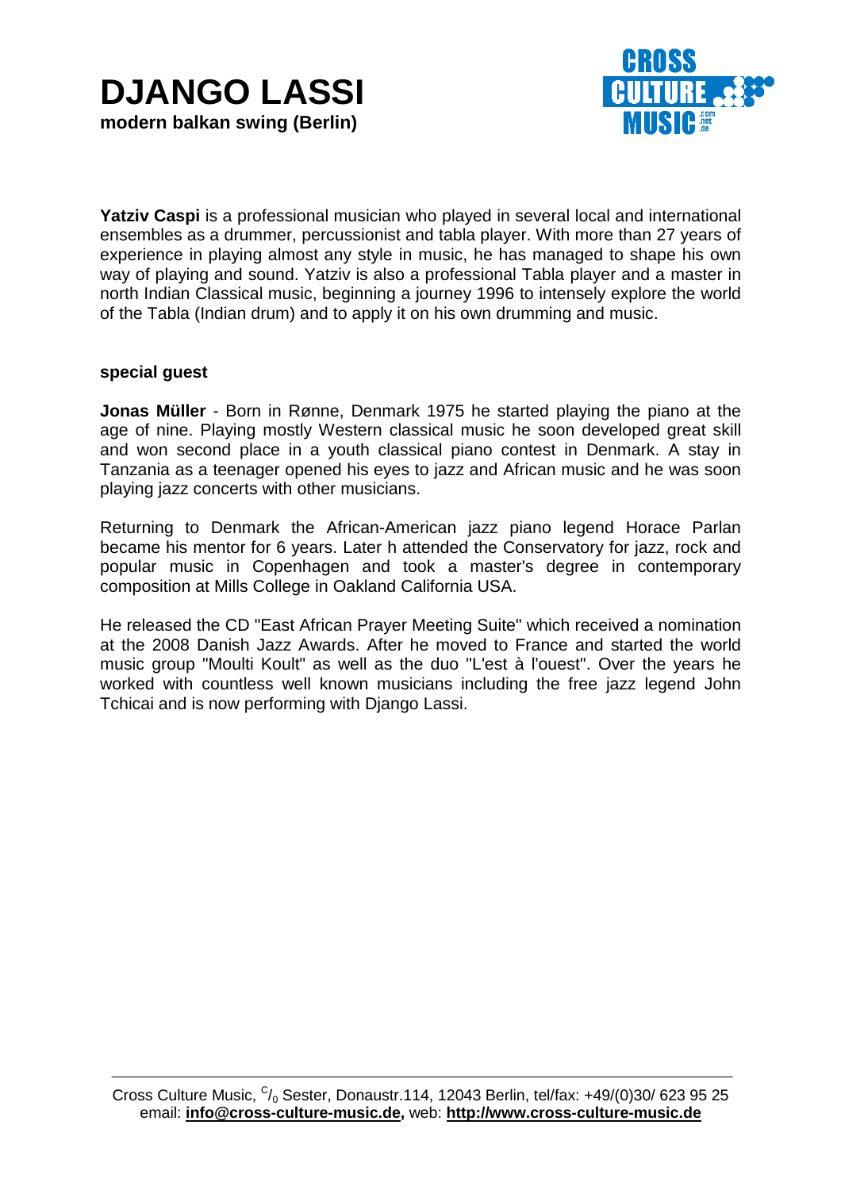# DJANGO LASSI

**modern balkan swing (Berlin)**

**Yatziv Caspi** is a professional musician who played in several local and international ensembles as a drummer, percussionist and tabla player. With more than 27 years of experience in playing almost any style in music, he has managed to shape his own way of playing and sound. Yatziv is also a professional Tabla player and a master in north Indian Classical music, beginning a journey 1996 to intensely explore the world of the Tabla (Indian drum) and to apply it on his own drumming and music.

**special guest**

**Jonas Müller** - Born in Rønne, Denmark 1975 he started playing the piano at the age of nine. Playing mostly Western classical music he soon developed great skill and won second place in a youth classical piano contest in Denmark. A stay in Tanzania as a teenager opened his eyes to jazz and African music and he was soon playing jazz concerts with other musicians.

Returning to Denmark the African-American jazz piano legend Horace Parlan became his mentor for 6 years. Later h attended the Conservatory for jazz, rock and popular music in Copenhagen and took a master's degree in contemporary composition at Mills College in Oakland California USA.

He released the CD "East African Prayer Meeting Suite" which received a nomination at the 2008 Danish Jazz Awards. After he moved to France and started the world music group "Moulti Koult" as well as the duo "L'est à l'ouest". Over the years he worked with countless well known musicians including the free jazz legend John Tchicai and is now performing with Django Lassi.